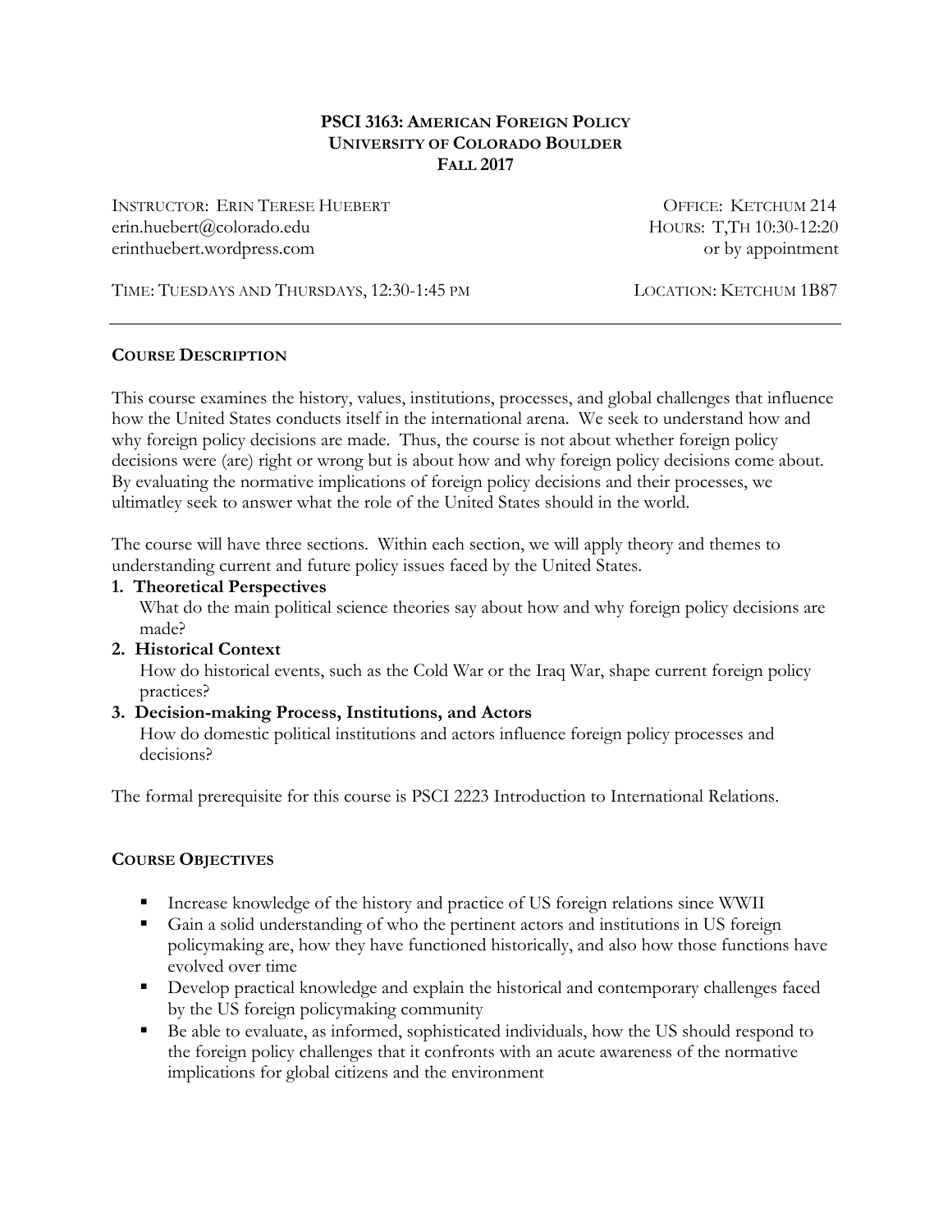# PSCI 3163: American Foreign Policy
## University of Colorado Boulder
## Fall 2017

INSTRUCTOR: ERIN TERESE HUEBERT
erin.huebert@colorado.edu
erinthuebert.wordpress.com

OFFICE: KETCHUM 214
HOURS: T,TH 10:30-12:20
or by appointment

TIME: TUESDAYS AND THURSDAYS, 12:30-1:45 PM

LOCATION: KETCHUM 1B87

---

## Course Description

This course examines the history, values, institutions, processes, and global challenges that influence how the United States conducts itself in the international arena. We seek to understand how and why foreign policy decisions are made. Thus, the course is not about whether foreign policy decisions were (are) right or wrong but is about how and why foreign policy decisions come about. By evaluating the normative implications of foreign policy decisions and their processes, we ultimatley seek to answer what the role of the United States should in the world.

The course will have three sections. Within each section, we will apply theory and themes to understanding current and future policy issues faced by the United States.

1. **Theoretical Perspectives**
   What do the main political science theories say about how and why foreign policy decisions are made?
2. **Historical Context**
   How do historical events, such as the Cold War or the Iraq War, shape current foreign policy practices?
3. **Decision-making Process, Institutions, and Actors**
   How do domestic political institutions and actors influence foreign policy processes and decisions?

The formal prerequisite for this course is PSCI 2223 Introduction to International Relations.

## Course Objectives

- Increase knowledge of the history and practice of US foreign relations since WWII
- Gain a solid understanding of who the pertinent actors and institutions in US foreign policymaking are, how they have functioned historically, and also how those functions have evolved over time
- Develop practical knowledge and explain the historical and contemporary challenges faced by the US foreign policymaking community
- Be able to evaluate, as informed, sophisticated individuals, how the US should respond to the foreign policy challenges that it confronts with an acute awareness of the normative implications for global citizens and the environment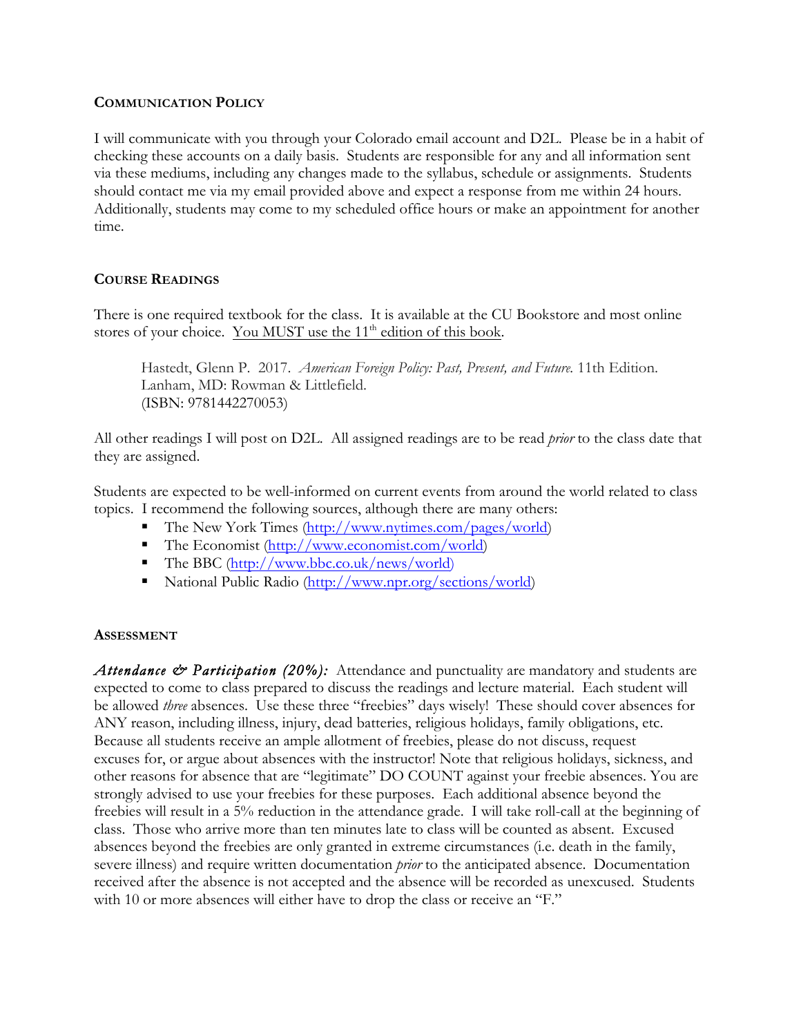## Communication Policy

I will communicate with you through your Colorado email account and D2L. Please be in a habit of checking these accounts on a daily basis. Students are responsible for any and all information sent via these mediums, including any changes made to the syllabus, schedule or assignments. Students should contact me via my email provided above and expect a response from me within 24 hours. Additionally, students may come to my scheduled office hours or make an appointment for another time.

## Course Readings

There is one required textbook for the class. It is available at the CU Bookstore and most online stores of your choice. <u>You MUST use the 11th edition of this book</u>.

> Hastedt, Glenn P. 2017. *American Foreign Policy: Past, Present, and Future.* 11th Edition. Lanham, MD: Rowman & Littlefield.
> (ISBN: 9781442270053)

All other readings I will post on D2L. All assigned readings are to be read *prior* to the class date that they are assigned.

Students are expected to be well-informed on current events from around the world related to class topics. I recommend the following sources, although there are many others:

- The New York Times (http://www.nytimes.com/pages/world)
- The Economist (http://www.economist.com/world)
- The BBC (http://www.bbc.co.uk/news/world)
- National Public Radio (http://www.npr.org/sections/world)

## Assessment

***Attendance & Participation (20%):*** Attendance and punctuality are mandatory and students are expected to come to class prepared to discuss the readings and lecture material. Each student will be allowed *three* absences. Use these three "freebies" days wisely! These should cover absences for ANY reason, including illness, injury, dead batteries, religious holidays, family obligations, etc. Because all students receive an ample allotment of freebies, please do not discuss, request excuses for, or argue about absences with the instructor! Note that religious holidays, sickness, and other reasons for absence that are "legitimate" DO COUNT against your freebie absences. You are strongly advised to use your freebies for these purposes. Each additional absence beyond the freebies will result in a 5% reduction in the attendance grade. I will take roll-call at the beginning of class. Those who arrive more than ten minutes late to class will be counted as absent. Excused absences beyond the freebies are only granted in extreme circumstances (i.e. death in the family, severe illness) and require written documentation *prior* to the anticipated absence. Documentation received after the absence is not accepted and the absence will be recorded as unexcused. Students with 10 or more absences will either have to drop the class or receive an "F."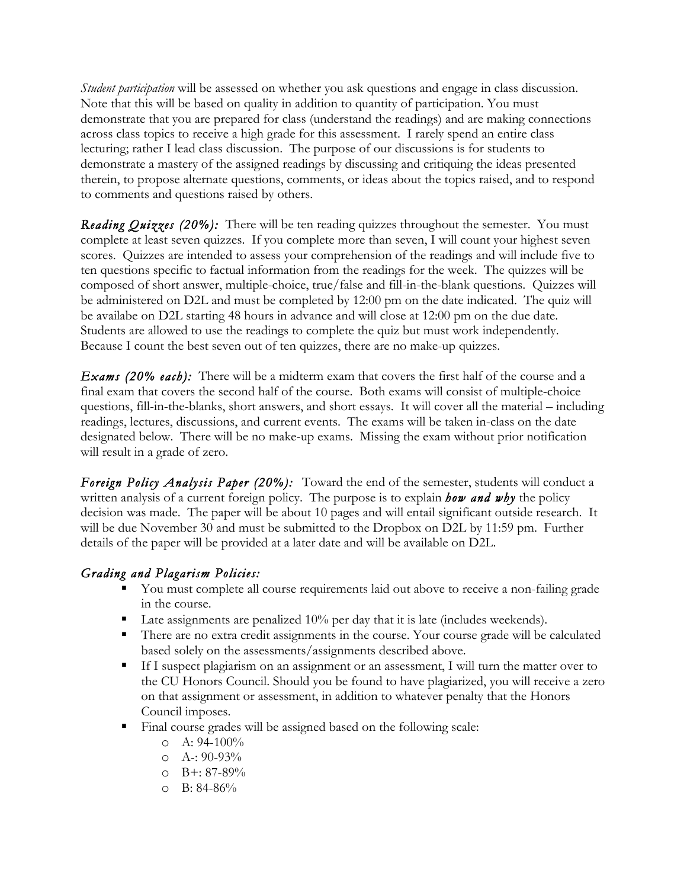*Student participation* will be assessed on whether you ask questions and engage in class discussion. Note that this will be based on quality in addition to quantity of participation. You must demonstrate that you are prepared for class (understand the readings) and are making connections across class topics to receive a high grade for this assessment. I rarely spend an entire class lecturing; rather I lead class discussion. The purpose of our discussions is for students to demonstrate a mastery of the assigned readings by discussing and critiquing the ideas presented therein, to propose alternate questions, comments, or ideas about the topics raised, and to respond to comments and questions raised by others.

***Reading Quizzes (20%):*** There will be ten reading quizzes throughout the semester. You must complete at least seven quizzes. If you complete more than seven, I will count your highest seven scores. Quizzes are intended to assess your comprehension of the readings and will include five to ten questions specific to factual information from the readings for the week. The quizzes will be composed of short answer, multiple-choice, true/false and fill-in-the-blank questions. Quizzes will be administered on D2L and must be completed by 12:00 pm on the date indicated. The quiz will be availabe on D2L starting 48 hours in advance and will close at 12:00 pm on the due date. Students are allowed to use the readings to complete the quiz but must work independently. Because I count the best seven out of ten quizzes, there are no make-up quizzes.

***Exams (20% each):*** There will be a midterm exam that covers the first half of the course and a final exam that covers the second half of the course. Both exams will consist of multiple-choice questions, fill-in-the-blanks, short answers, and short essays. It will cover all the material – including readings, lectures, discussions, and current events. The exams will be taken in-class on the date designated below. There will be no make-up exams. Missing the exam without prior notification will result in a grade of zero.

***Foreign Policy Analysis Paper (20%):*** Toward the end of the semester, students will conduct a written analysis of a current foreign policy. The purpose is to explain ***how and why*** the policy decision was made. The paper will be about 10 pages and will entail significant outside research. It will be due November 30 and must be submitted to the Dropbox on D2L by 11:59 pm. Further details of the paper will be provided at a later date and will be available on D2L.

### *Grading and Plagarism Policies:*

- You must complete all course requirements laid out above to receive a non-failing grade in the course.
- Late assignments are penalized 10% per day that it is late (includes weekends).
- There are no extra credit assignments in the course. Your course grade will be calculated based solely on the assessments/assignments described above.
- If I suspect plagiarism on an assignment or an assessment, I will turn the matter over to the CU Honors Council. Should you be found to have plagiarized, you will receive a zero on that assignment or assessment, in addition to whatever penalty that the Honors Council imposes.
- Final course grades will be assigned based on the following scale:
  - A: 94-100%
  - A-: 90-93%
  - B+: 87-89%
  - B: 84-86%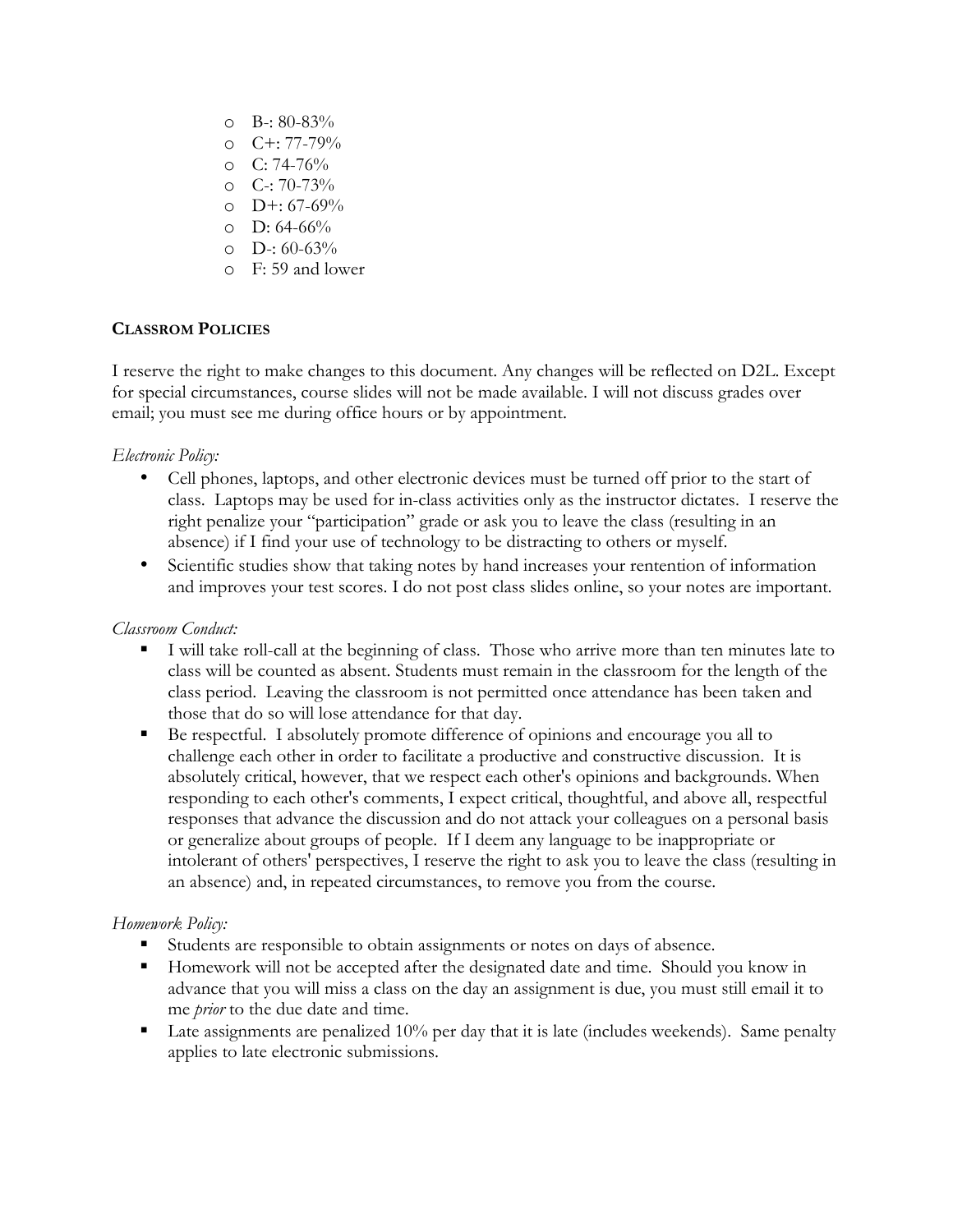- B-: 80-83%
- C+: 77-79%
- C: 74-76%
- C-: 70-73%
- D+: 67-69%
- D: 64-66%
- D-: 60-63%
- F: 59 and lower

**CLASSROM POLICIES**

I reserve the right to make changes to this document. Any changes will be reflected on D2L. Except for special circumstances, course slides will not be made available. I will not discuss grades over email; you must see me during office hours or by appointment.

*Electronic Policy:*

- Cell phones, laptops, and other electronic devices must be turned off prior to the start of class. Laptops may be used for in-class activities only as the instructor dictates. I reserve the right penalize your "participation" grade or ask you to leave the class (resulting in an absence) if I find your use of technology to be distracting to others or myself.
- Scientific studies show that taking notes by hand increases your rentention of information and improves your test scores. I do not post class slides online, so your notes are important.

*Classroom Conduct:*

- I will take roll-call at the beginning of class. Those who arrive more than ten minutes late to class will be counted as absent. Students must remain in the classroom for the length of the class period. Leaving the classroom is not permitted once attendance has been taken and those that do so will lose attendance for that day.
- Be respectful. I absolutely promote difference of opinions and encourage you all to challenge each other in order to facilitate a productive and constructive discussion. It is absolutely critical, however, that we respect each other's opinions and backgrounds. When responding to each other's comments, I expect critical, thoughtful, and above all, respectful responses that advance the discussion and do not attack your colleagues on a personal basis or generalize about groups of people. If I deem any language to be inappropriate or intolerant of others' perspectives, I reserve the right to ask you to leave the class (resulting in an absence) and, in repeated circumstances, to remove you from the course.

*Homework Policy:*

- Students are responsible to obtain assignments or notes on days of absence.
- Homework will not be accepted after the designated date and time. Should you know in advance that you will miss a class on the day an assignment is due, you must still email it to me *prior* to the due date and time.
- Late assignments are penalized 10% per day that it is late (includes weekends). Same penalty applies to late electronic submissions.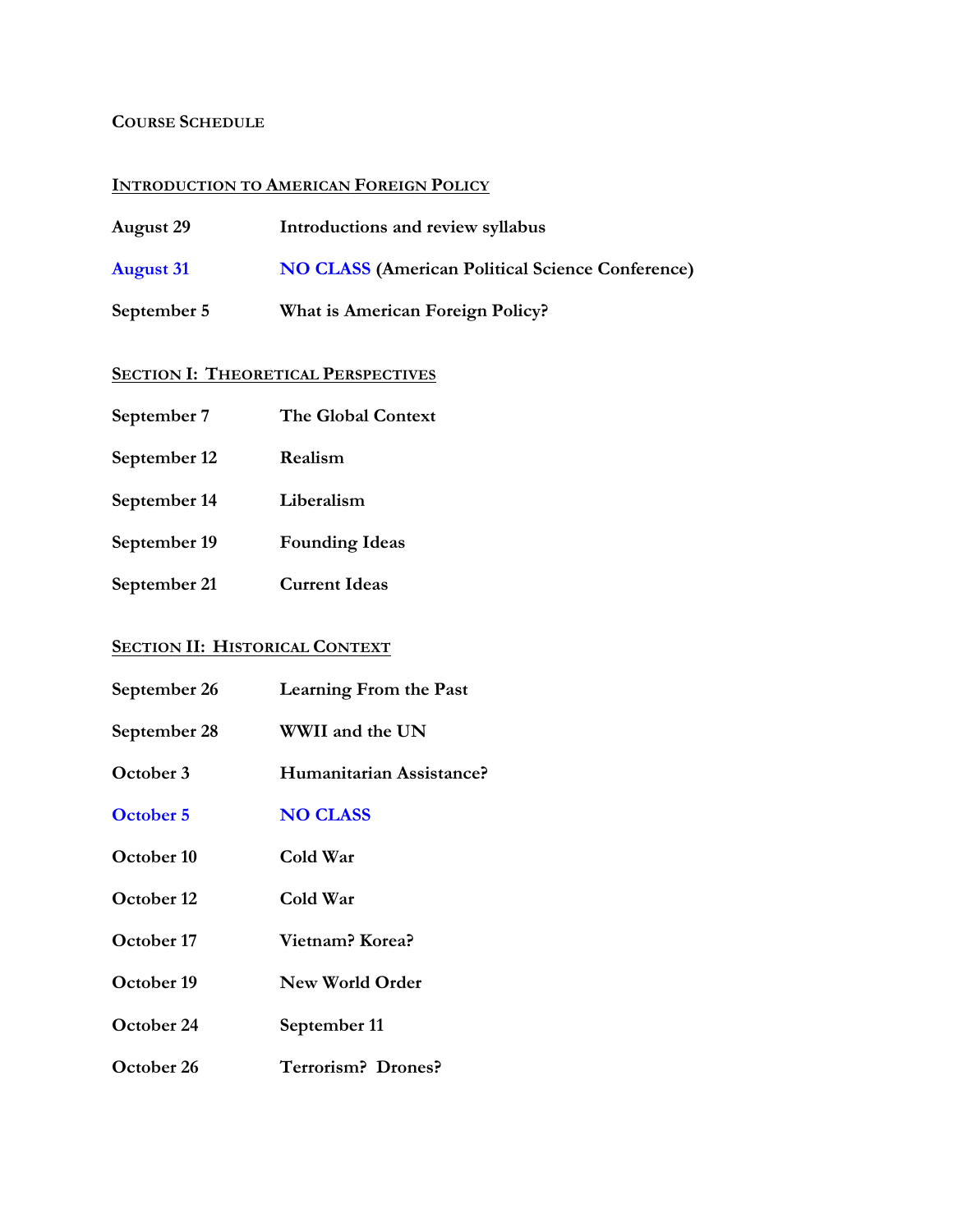**COURSE SCHEDULE**

**INTRODUCTION TO AMERICAN FOREIGN POLICY**

**August 29** — **Introductions and review syllabus**

**August 31** — **NO CLASS (American Political Science Conference)**

**September 5** — **What is American Foreign Policy?**

**SECTION I: THEORETICAL PERSPECTIVES**

**September 7** — **The Global Context**

**September 12** — **Realism**

**September 14** — **Liberalism**

**September 19** — **Founding Ideas**

**September 21** — **Current Ideas**

**SECTION II: HISTORICAL CONTEXT**

**September 26** — **Learning From the Past**

**September 28** — **WWII and the UN**

**October 3** — **Humanitarian Assistance?**

**October 5** — **NO CLASS**

**October 10** — **Cold War**

**October 12** — **Cold War**

**October 17** — **Vietnam? Korea?**

**October 19** — **New World Order**

**October 24** — **September 11**

**October 26** — **Terrorism? Drones?**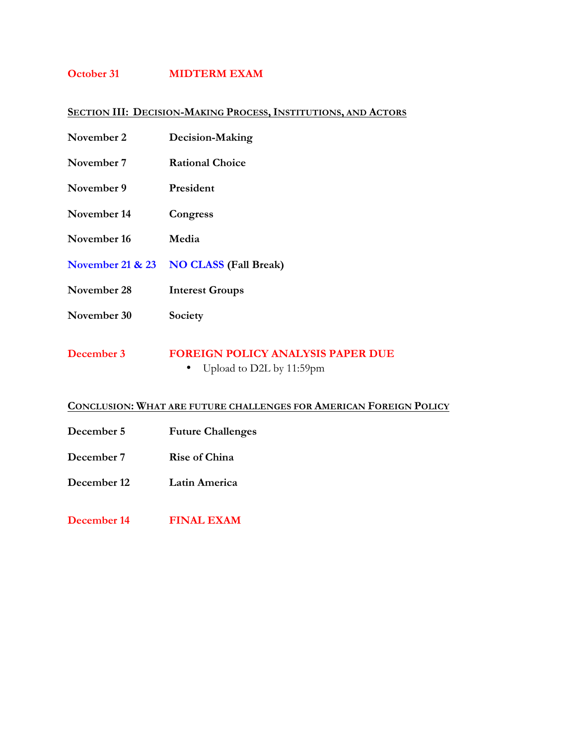**October 31** **MIDTERM EXAM**

## SECTION III: DECISION-MAKING PROCESS, INSTITUTIONS, AND ACTORS

**November 2** **Decision-Making**

**November 7** **Rational Choice**

**November 9** **President**

**November 14** **Congress**

**November 16** **Media**

**November 21 & 23** **NO CLASS (Fall Break)**

**November 28** **Interest Groups**

**November 30** **Society**

**December 3** **FOREIGN POLICY ANALYSIS PAPER DUE**

- Upload to D2L by 11:59pm

## CONCLUSION: WHAT ARE FUTURE CHALLENGES FOR AMERICAN FOREIGN POLICY

**December 5** **Future Challenges**

**December 7** **Rise of China**

**December 12** **Latin America**

**December 14** **FINAL EXAM**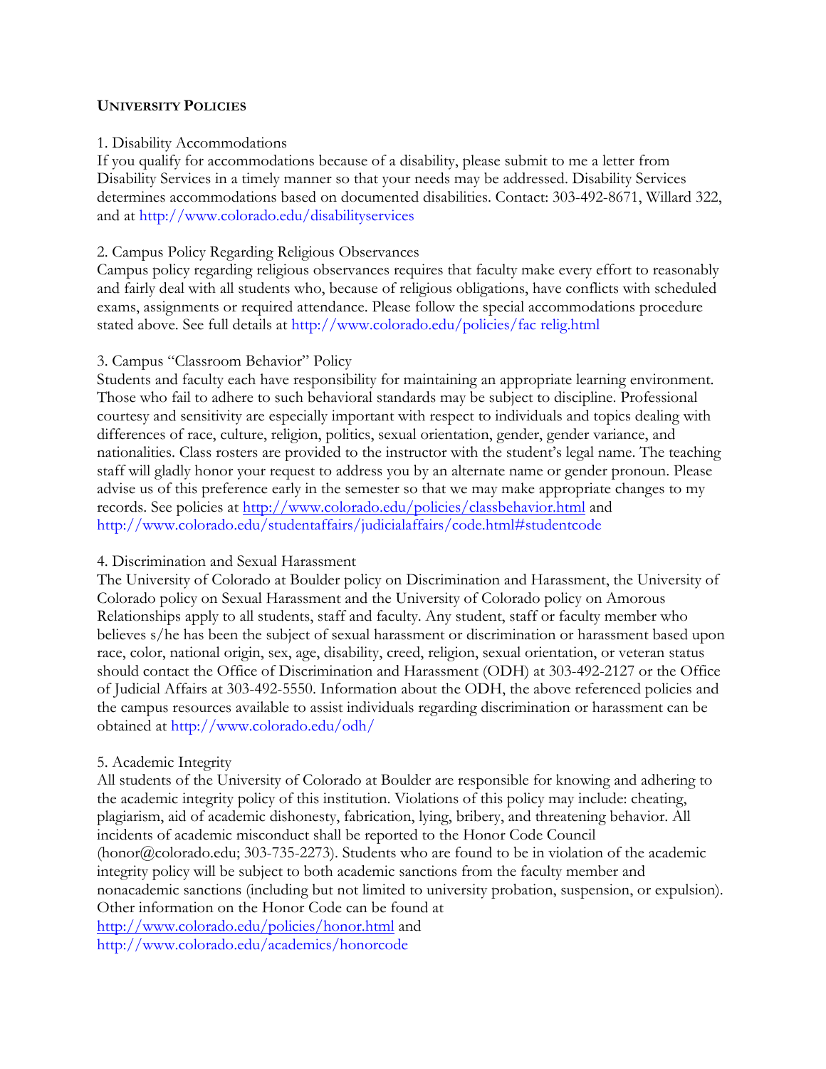**UNIVERSITY POLICIES**

1. Disability Accommodations
If you qualify for accommodations because of a disability, please submit to me a letter from Disability Services in a timely manner so that your needs may be addressed. Disability Services determines accommodations based on documented disabilities. Contact: 303-492-8671, Willard 322, and at http://www.colorado.edu/disabilityservices

2. Campus Policy Regarding Religious Observances
Campus policy regarding religious observances requires that faculty make every effort to reasonably and fairly deal with all students who, because of religious obligations, have conflicts with scheduled exams, assignments or required attendance. Please follow the special accommodations procedure stated above. See full details at http://www.colorado.edu/policies/fac relig.html

3. Campus "Classroom Behavior" Policy
Students and faculty each have responsibility for maintaining an appropriate learning environment. Those who fail to adhere to such behavioral standards may be subject to discipline. Professional courtesy and sensitivity are especially important with respect to individuals and topics dealing with differences of race, culture, religion, politics, sexual orientation, gender, gender variance, and nationalities. Class rosters are provided to the instructor with the student's legal name. The teaching staff will gladly honor your request to address you by an alternate name or gender pronoun. Please advise us of this preference early in the semester so that we may make appropriate changes to my records. See policies at http://www.colorado.edu/policies/classbehavior.html and http://www.colorado.edu/studentaffairs/judicialaffairs/code.html#studentcode

4. Discrimination and Sexual Harassment
The University of Colorado at Boulder policy on Discrimination and Harassment, the University of Colorado policy on Sexual Harassment and the University of Colorado policy on Amorous Relationships apply to all students, staff and faculty. Any student, staff or faculty member who believes s/he has been the subject of sexual harassment or discrimination or harassment based upon race, color, national origin, sex, age, disability, creed, religion, sexual orientation, or veteran status should contact the Office of Discrimination and Harassment (ODH) at 303-492-2127 or the Office of Judicial Affairs at 303-492-5550. Information about the ODH, the above referenced policies and the campus resources available to assist individuals regarding discrimination or harassment can be obtained at http://www.colorado.edu/odh/

5. Academic Integrity
All students of the University of Colorado at Boulder are responsible for knowing and adhering to the academic integrity policy of this institution. Violations of this policy may include: cheating, plagiarism, aid of academic dishonesty, fabrication, lying, bribery, and threatening behavior. All incidents of academic misconduct shall be reported to the Honor Code Council (honor@colorado.edu; 303-735-2273). Students who are found to be in violation of the academic integrity policy will be subject to both academic sanctions from the faculty member and nonacademic sanctions (including but not limited to university probation, suspension, or expulsion). Other information on the Honor Code can be found at http://www.colorado.edu/policies/honor.html and http://www.colorado.edu/academics/honorcode